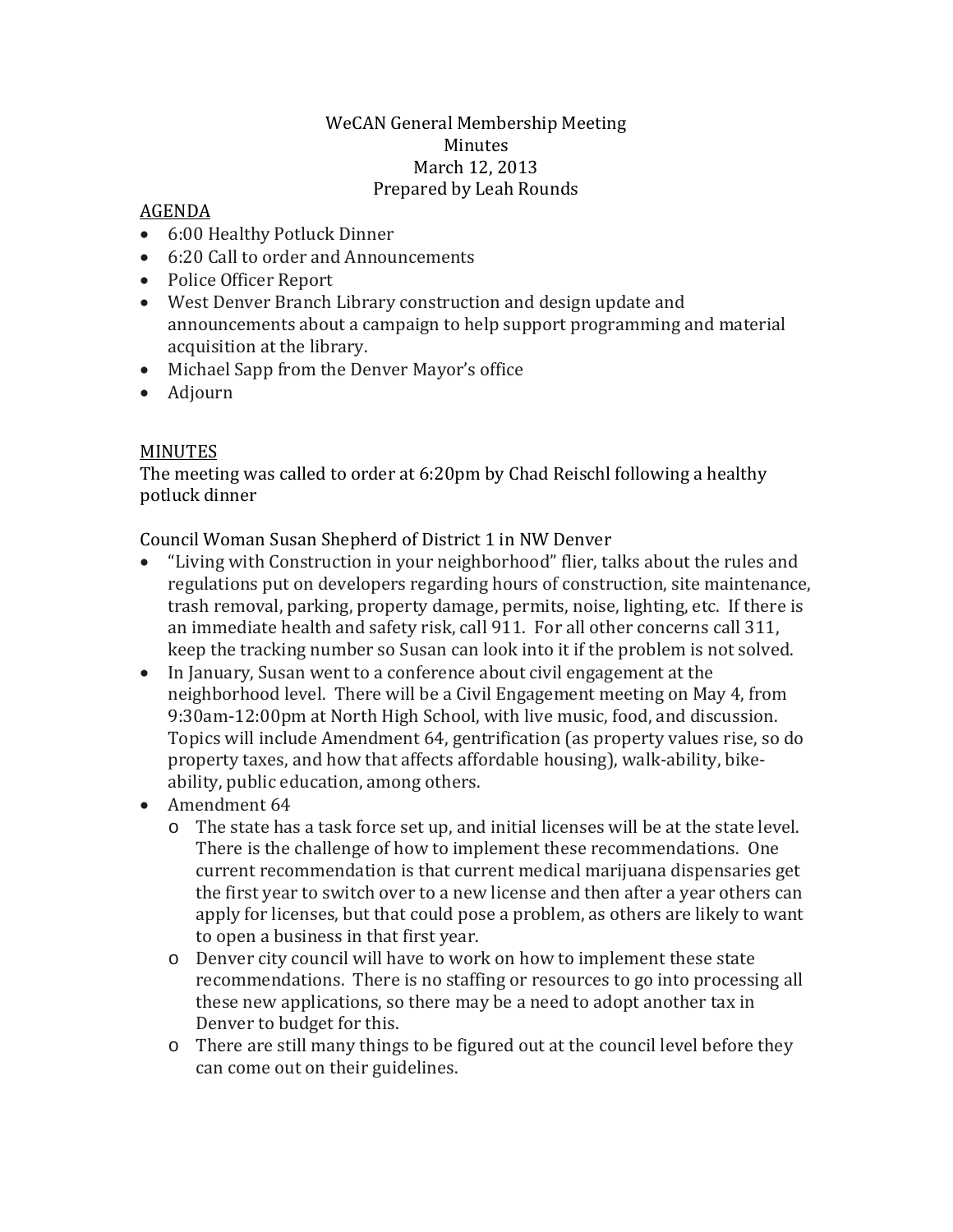# WeCAN General Membership Meeting
## Minutes
### March 12, 2013
### Prepared by Leah Rounds

AGENDA

- 6:00 Healthy Potluck Dinner
- 6:20 Call to order and Announcements
- Police Officer Report
- West Denver Branch Library construction and design update and announcements about a campaign to help support programming and material acquisition at the library.
- Michael Sapp from the Denver Mayor's office
- Adjourn

MINUTES

The meeting was called to order at 6:20pm by Chad Reischl following a healthy potluck dinner

Council Woman Susan Shepherd of District 1 in NW Denver

- "Living with Construction in your neighborhood" flier, talks about the rules and regulations put on developers regarding hours of construction, site maintenance, trash removal, parking, property damage, permits, noise, lighting, etc. If there is an immediate health and safety risk, call 911. For all other concerns call 311, keep the tracking number so Susan can look into it if the problem is not solved.
- In January, Susan went to a conference about civil engagement at the neighborhood level. There will be a Civil Engagement meeting on May 4, from 9:30am-12:00pm at North High School, with live music, food, and discussion. Topics will include Amendment 64, gentrification (as property values rise, so do property taxes, and how that affects affordable housing), walk-ability, bike-ability, public education, among others.
- Amendment 64
  - The state has a task force set up, and initial licenses will be at the state level. There is the challenge of how to implement these recommendations. One current recommendation is that current medical marijuana dispensaries get the first year to switch over to a new license and then after a year others can apply for licenses, but that could pose a problem, as others are likely to want to open a business in that first year.
  - Denver city council will have to work on how to implement these state recommendations. There is no staffing or resources to go into processing all these new applications, so there may be a need to adopt another tax in Denver to budget for this.
  - There are still many things to be figured out at the council level before they can come out on their guidelines.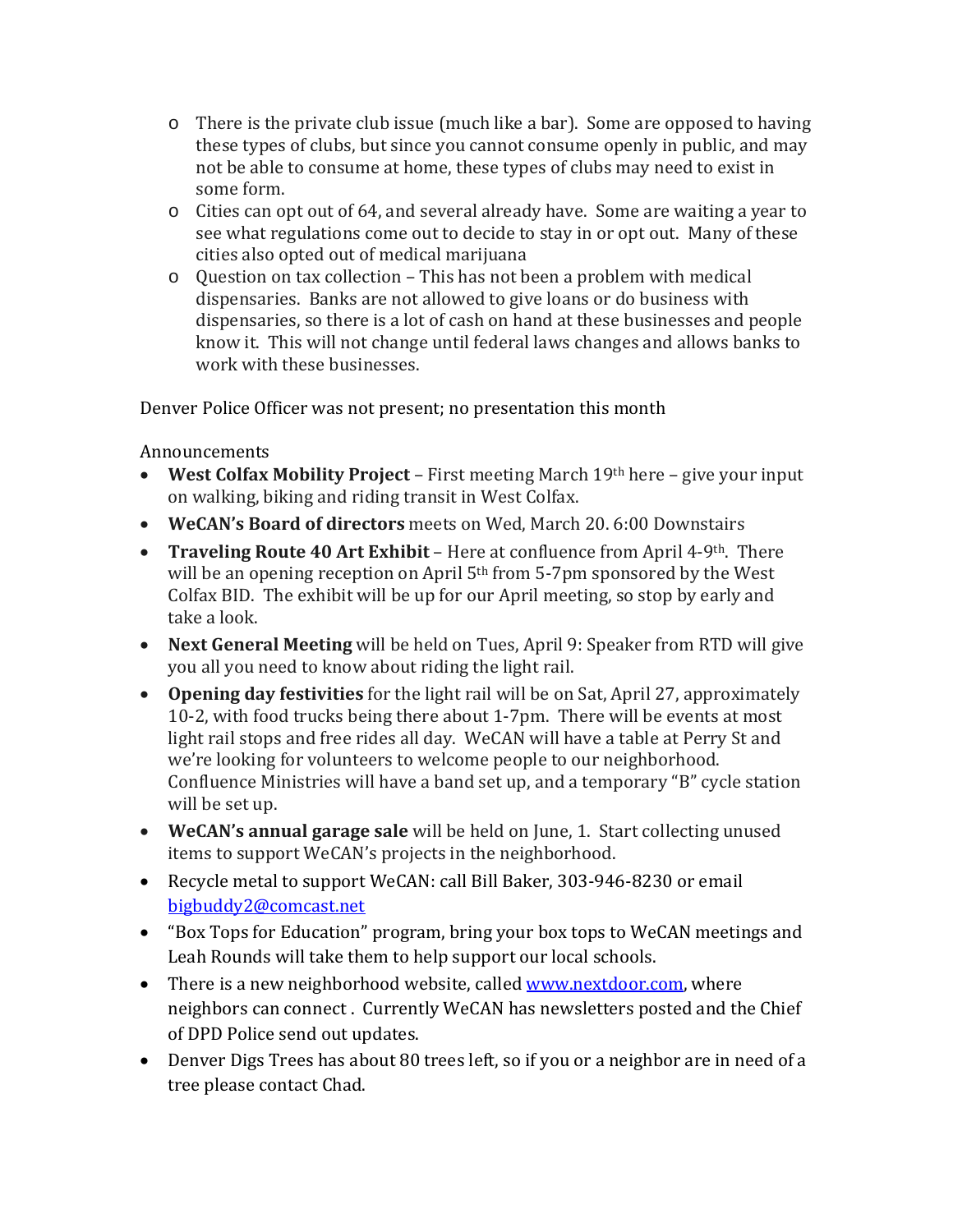- There is the private club issue (much like a bar). Some are opposed to having these types of clubs, but since you cannot consume openly in public, and may not be able to consume at home, these types of clubs may need to exist in some form.
  - Cities can opt out of 64, and several already have. Some are waiting a year to see what regulations come out to decide to stay in or opt out. Many of these cities also opted out of medical marijuana
  - Question on tax collection – This has not been a problem with medical dispensaries. Banks are not allowed to give loans or do business with dispensaries, so there is a lot of cash on hand at these businesses and people know it. This will not change until federal laws changes and allows banks to work with these businesses.

Denver Police Officer was not present; no presentation this month

Announcements

- **West Colfax Mobility Project** – First meeting March 19th here – give your input on walking, biking and riding transit in West Colfax.
- **WeCAN's Board of directors** meets on Wed, March 20. 6:00 Downstairs
- **Traveling Route 40 Art Exhibit** – Here at confluence from April 4-9th. There will be an opening reception on April 5th from 5-7pm sponsored by the West Colfax BID. The exhibit will be up for our April meeting, so stop by early and take a look.
- **Next General Meeting** will be held on Tues, April 9: Speaker from RTD will give you all you need to know about riding the light rail.
- **Opening day festivities** for the light rail will be on Sat, April 27, approximately 10-2, with food trucks being there about 1-7pm. There will be events at most light rail stops and free rides all day. WeCAN will have a table at Perry St and we're looking for volunteers to welcome people to our neighborhood. Confluence Ministries will have a band set up, and a temporary "B" cycle station will be set up.
- **WeCAN's annual garage sale** will be held on June, 1. Start collecting unused items to support WeCAN's projects in the neighborhood.
- Recycle metal to support WeCAN: call Bill Baker, 303-946-8230 or email bigbuddy2@comcast.net
- "Box Tops for Education" program, bring your box tops to WeCAN meetings and Leah Rounds will take them to help support our local schools.
- There is a new neighborhood website, called www.nextdoor.com, where neighbors can connect . Currently WeCAN has newsletters posted and the Chief of DPD Police send out updates.
- Denver Digs Trees has about 80 trees left, so if you or a neighbor are in need of a tree please contact Chad.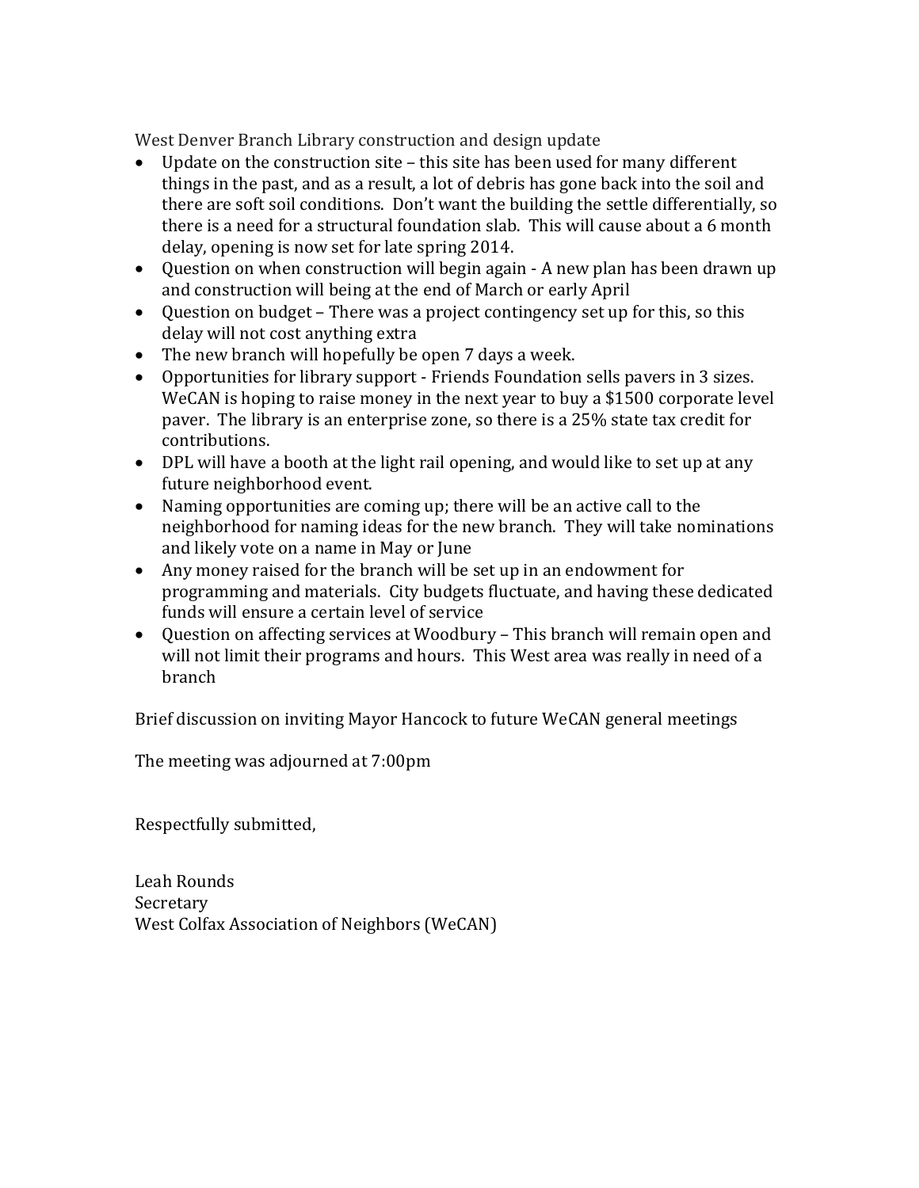West Denver Branch Library construction and design update

- Update on the construction site – this site has been used for many different things in the past, and as a result, a lot of debris has gone back into the soil and there are soft soil conditions. Don't want the building the settle differentially, so there is a need for a structural foundation slab. This will cause about a 6 month delay, opening is now set for late spring 2014.
- Question on when construction will begin again - A new plan has been drawn up and construction will being at the end of March or early April
- Question on budget – There was a project contingency set up for this, so this delay will not cost anything extra
- The new branch will hopefully be open 7 days a week.
- Opportunities for library support - Friends Foundation sells pavers in 3 sizes. WeCAN is hoping to raise money in the next year to buy a $1500 corporate level paver. The library is an enterprise zone, so there is a 25% state tax credit for contributions.
- DPL will have a booth at the light rail opening, and would like to set up at any future neighborhood event.
- Naming opportunities are coming up; there will be an active call to the neighborhood for naming ideas for the new branch. They will take nominations and likely vote on a name in May or June
- Any money raised for the branch will be set up in an endowment for programming and materials. City budgets fluctuate, and having these dedicated funds will ensure a certain level of service
- Question on affecting services at Woodbury – This branch will remain open and will not limit their programs and hours. This West area was really in need of a branch

Brief discussion on inviting Mayor Hancock to future WeCAN general meetings

The meeting was adjourned at 7:00pm

Respectfully submitted,

Leah Rounds
Secretary
West Colfax Association of Neighbors (WeCAN)